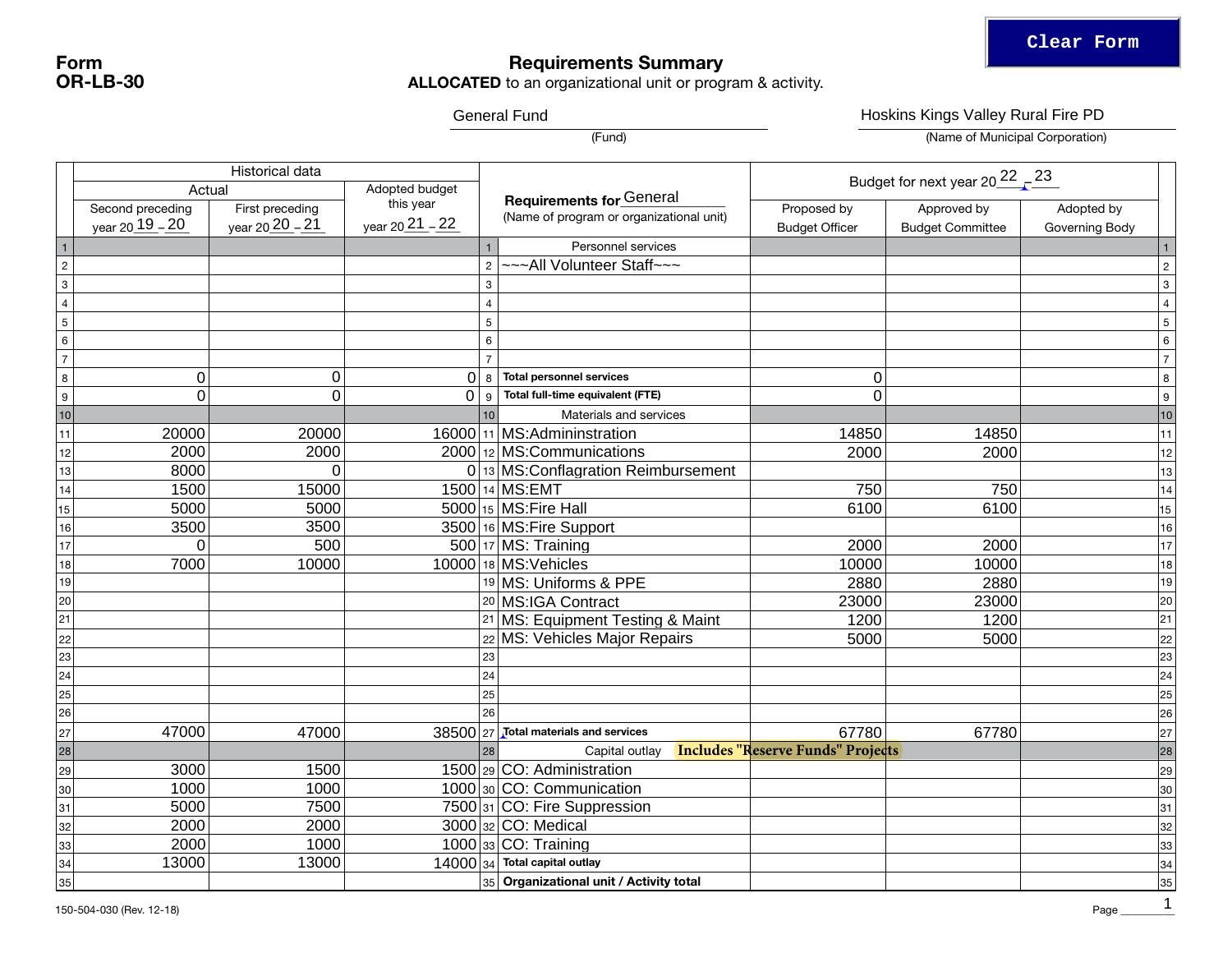**Form OR-LB-30**

# Requirements Summary

**ALLOCATED** to an organizational unit or program & activity.

General Fund
(Fund)

Hoskins Kings Valley Rural Fire PD
(Name of Municipal Corporation)

| | Historical data | | | | Requirements for General (Name of program or organizational unit) | Budget for next year 2022-23 | | | |
|---|---|---|---|---|---|---|---|---|---|
| | Actual | | Adopted budget this year year 2021-22 | | | Proposed by Budget Officer | Approved by Budget Committee | Adopted by Governing Body | |
| | Second preceding year 2019-20 | First preceding year 2020-21 | | | | | | | |
| 1 | | | | 1 | Personnel services | | | | 1 |
| 2 | | | | 2 | ~~~All Volunteer Staff~~~ | | | | 2 |
| 3 | | | | 3 | | | | | 3 |
| 4 | | | | 4 | | | | | 4 |
| 5 | | | | 5 | | | | | 5 |
| 6 | | | | 6 | | | | | 6 |
| 7 | | | | 7 | | | | | 7 |
| 8 | 0 | 0 | 0 | 8 | **Total personnel services** | 0 | | | 8 |
| 9 | 0 | 0 | 0 | 9 | **Total full-time equivalent (FTE)** | 0 | | | 9 |
| 10 | | | | 10 | Materials and services | | | | 10 |
| 11 | 20000 | 20000 | 16000 | 11 | MS:Admininstration | 14850 | 14850 | | 11 |
| 12 | 2000 | 2000 | 2000 | 12 | MS:Communications | 2000 | 2000 | | 12 |
| 13 | 8000 | 0 | 0 | 13 | MS:Conflagration Reimbursement | | | | 13 |
| 14 | 1500 | 15000 | 1500 | 14 | MS:EMT | 750 | 750 | | 14 |
| 15 | 5000 | 5000 | 5000 | 15 | MS:Fire Hall | 6100 | 6100 | | 15 |
| 16 | 3500 | 3500 | 3500 | 16 | MS:Fire Support | | | | 16 |
| 17 | 0 | 500 | 500 | 17 | MS: Training | 2000 | 2000 | | 17 |
| 18 | 7000 | 10000 | 10000 | 18 | MS:Vehicles | 10000 | 10000 | | 18 |
| 19 | | | | 19 | MS: Uniforms & PPE | 2880 | 2880 | | 19 |
| 20 | | | | 20 | MS:IGA Contract | 23000 | 23000 | | 20 |
| 21 | | | | 21 | MS: Equipment Testing & Maint | 1200 | 1200 | | 21 |
| 22 | | | | 22 | MS: Vehicles Major Repairs | 5000 | 5000 | | 22 |
| 23 | | | | 23 | | | | | 23 |
| 24 | | | | 24 | | | | | 24 |
| 25 | | | | 25 | | | | | 25 |
| 26 | | | | 26 | | | | | 26 |
| 27 | 47000 | 47000 | 38500 | 27 | **Total materials and services** | 67780 | 67780 | | 27 |
| 28 | | | | 28 | Capital outlay **Includes "Reserve Funds" Projects** | | | | 28 |
| 29 | 3000 | 1500 | 1500 | 29 | CO: Administration | | | | 29 |
| 30 | 1000 | 1000 | 1000 | 30 | CO: Communication | | | | 30 |
| 31 | 5000 | 7500 | 7500 | 31 | CO: Fire Suppression | | | | 31 |
| 32 | 2000 | 2000 | 3000 | 32 | CO: Medical | | | | 32 |
| 33 | 2000 | 1000 | 1000 | 33 | CO: Training | | | | 33 |
| 34 | 13000 | 13000 | 14000 | 34 | **Total capital outlay** | | | | 34 |
| 35 | | | | 35 | **Organizational unit / Activity total** | | | | 35 |

150-504-030 (Rev. 12-18)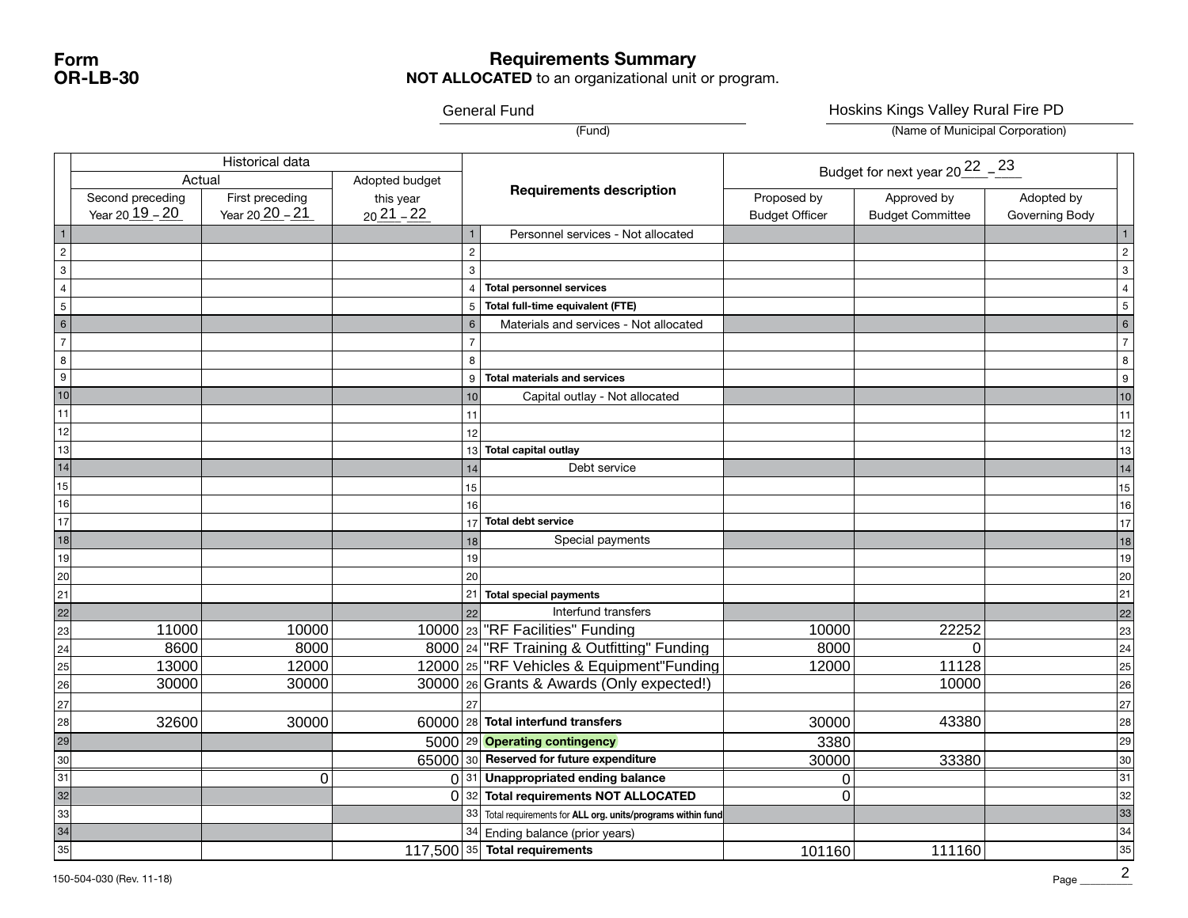**Form OR-LB-30**

# Requirements Summary

**NOT ALLOCATED** to an organizational unit or program.

General Fund
(Fund)

Hoskins Kings Valley Rural Fire PD
(Name of Municipal Corporation)

| | Historical data | | | | Requirements description | Budget for next year 20 22 – 23 | | | |
|---|---|---|---|---|---|---|---|---|---|
| | Actual | | Adopted budget this year | | | | | | |
| | Second preceding Year 20 19 – 20 | First preceding Year 20 20 – 21 | 20 21 – 22 | | | Proposed by Budget Officer | Approved by Budget Committee | Adopted by Governing Body | |
| 1 | | | | 1 | Personnel services - Not allocated | | | | 1 |
| 2 | | | | 2 | | | | | 2 |
| 3 | | | | 3 | | | | | 3 |
| 4 | | | | 4 | **Total personnel services** | | | | 4 |
| 5 | | | | 5 | **Total full-time equivalent (FTE)** | | | | 5 |
| 6 | | | | 6 | Materials and services - Not allocated | | | | 6 |
| 7 | | | | 7 | | | | | 7 |
| 8 | | | | 8 | | | | | 8 |
| 9 | | | | 9 | **Total materials and services** | | | | 9 |
| 10 | | | | 10 | Capital outlay - Not allocated | | | | 10 |
| 11 | | | | 11 | | | | | 11 |
| 12 | | | | 12 | | | | | 12 |
| 13 | | | | 13 | **Total capital outlay** | | | | 13 |
| 14 | | | | 14 | Debt service | | | | 14 |
| 15 | | | | 15 | | | | | 15 |
| 16 | | | | 16 | | | | | 16 |
| 17 | | | | 17 | **Total debt service** | | | | 17 |
| 18 | | | | 18 | Special payments | | | | 18 |
| 19 | | | | 19 | | | | | 19 |
| 20 | | | | 20 | | | | | 20 |
| 21 | | | | 21 | **Total special payments** | | | | 21 |
| 22 | | | | 22 | Interfund transfers | | | | 22 |
| 23 | 11000 | 10000 | 10000 | 23 | "RF Facilities" Funding | 10000 | 22252 | | 23 |
| 24 | 8600 | 8000 | 8000 | 24 | "RF Training & Outfitting" Funding | 8000 | 0 | | 24 |
| 25 | 13000 | 12000 | 12000 | 25 | "RF Vehicles & Equipment"Funding | 12000 | 11128 | | 25 |
| 26 | 30000 | 30000 | 30000 | 26 | Grants & Awards (Only expected!) | | 10000 | | 26 |
| 27 | | | | 27 | | | | | 27 |
| 28 | 32600 | 30000 | 60000 | 28 | **Total interfund transfers** | 30000 | 43380 | | 28 |
| 29 | | | 5000 | 29 | **Operating contingency** | 3380 | | | 29 |
| 30 | | | 65000 | 30 | **Reserved for future expenditure** | 30000 | 33380 | | 30 |
| 31 | | 0 | 0 | 31 | **Unappropriated ending balance** | 0 | | | 31 |
| 32 | | | 0 | 32 | **Total requirements NOT ALLOCATED** | 0 | | | 32 |
| 33 | | | | 33 | Total requirements for **ALL org. units/programs within fund** | | | | 33 |
| 34 | | | | 34 | Ending balance (prior years) | | | | 34 |
| 35 | | | 117,500 | 35 | **Total requirements** | 101160 | 111160 | | 35 |

150-504-030 (Rev. 11-18)